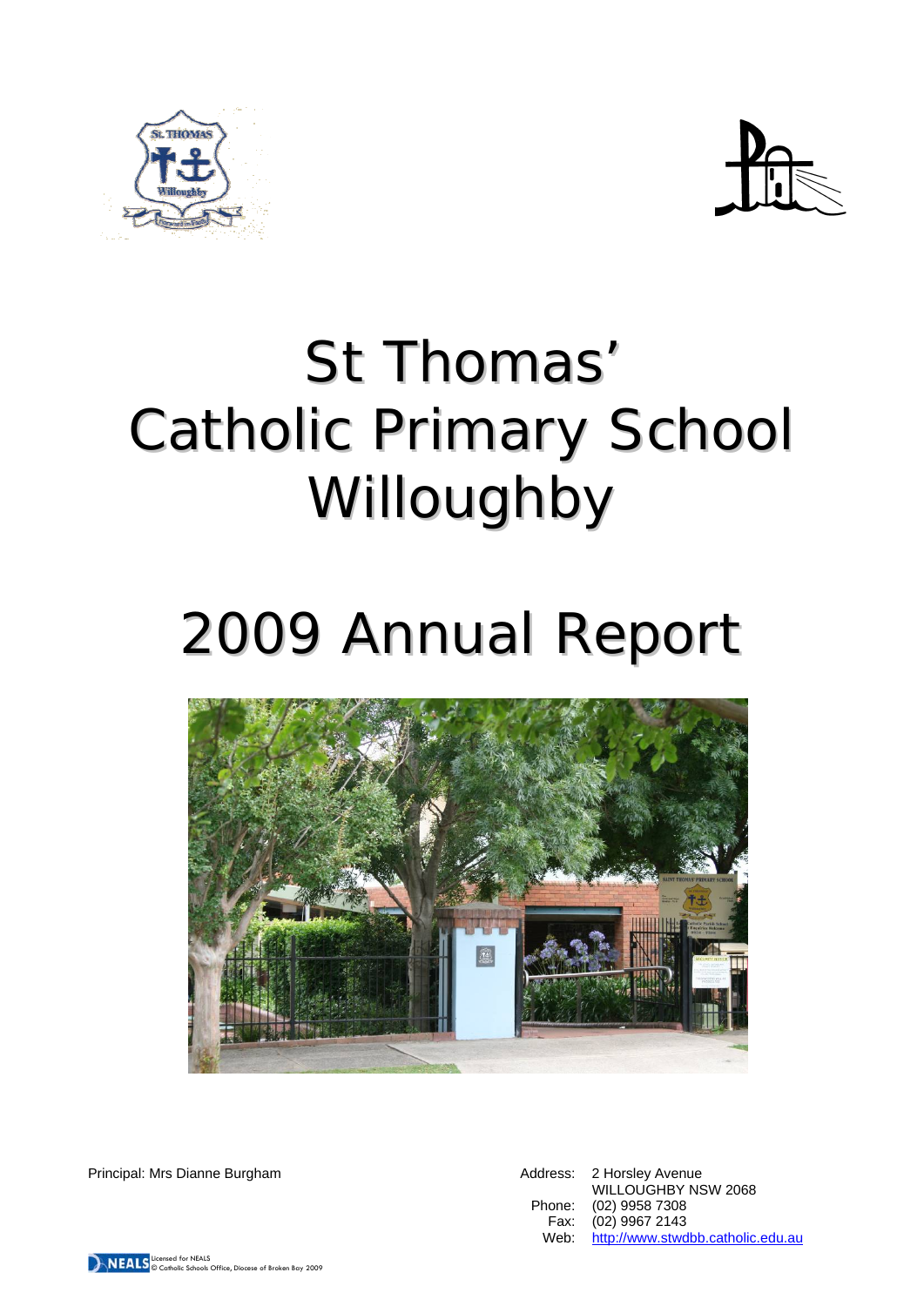# St Thomas' Catholic Primary School Willoughby

# 2009 Annual Report

Principal: Mrs Dianne Burgham

Address: 2 Horsley Avenue
WILLOUGHBY NSW 2068
Phone: (02) 9958 7308
Fax: (02) 9967 2143
Web: http://www.stwdbb.catholic.edu.au

NEALS Licensed for NEALS
© Catholic Schools Office, Diocese of Broken Bay 2009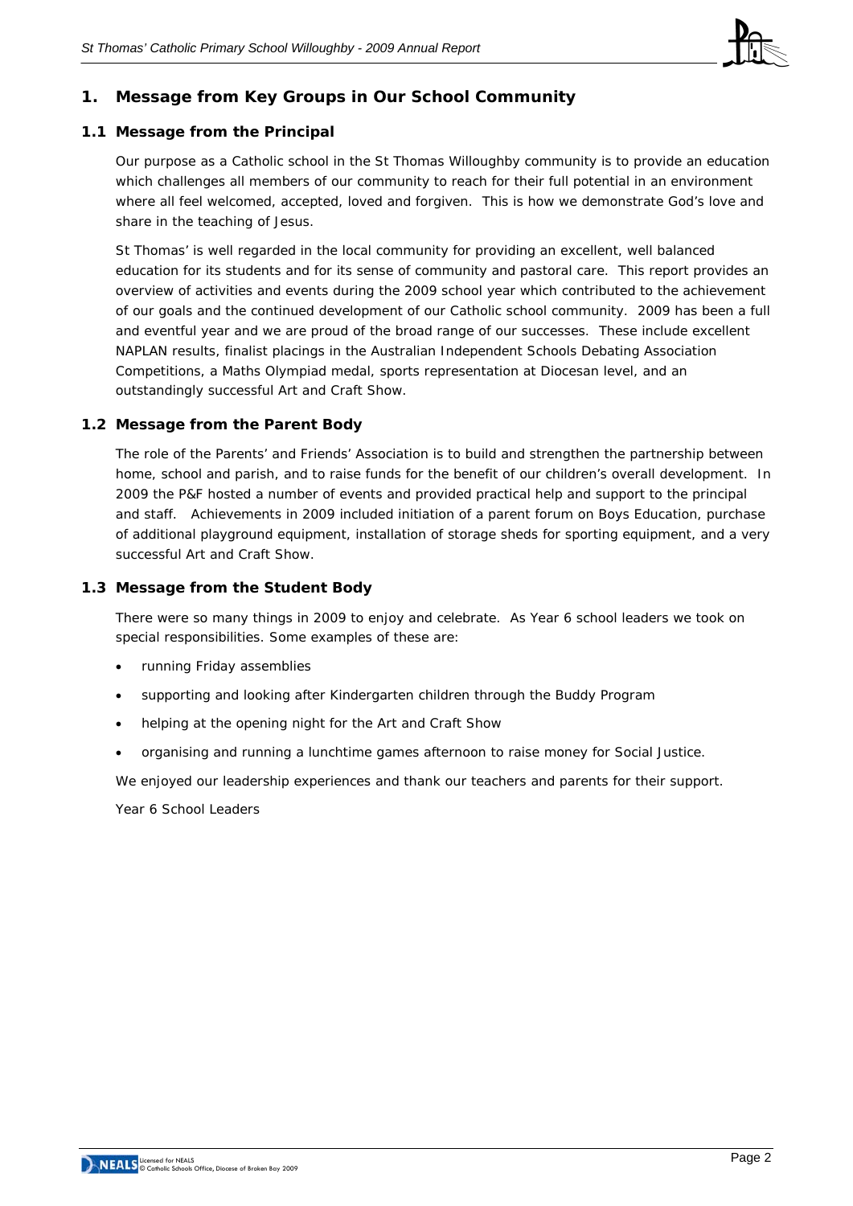# 1. Message from Key Groups in Our School Community

## 1.1 Message from the Principal

Our purpose as a Catholic school in the St Thomas Willoughby community is to provide an education which challenges all members of our community to reach for their full potential in an environment where all feel welcomed, accepted, loved and forgiven. This is how we demonstrate God's love and share in the teaching of Jesus.

St Thomas' is well regarded in the local community for providing an excellent, well balanced education for its students and for its sense of community and pastoral care. This report provides an overview of activities and events during the 2009 school year which contributed to the achievement of our goals and the continued development of our Catholic school community. 2009 has been a full and eventful year and we are proud of the broad range of our successes. These include excellent NAPLAN results, finalist placings in the Australian Independent Schools Debating Association Competitions, a Maths Olympiad medal, sports representation at Diocesan level, and an outstandingly successful Art and Craft Show.

## 1.2 Message from the Parent Body

The role of the Parents' and Friends' Association is to build and strengthen the partnership between home, school and parish, and to raise funds for the benefit of our children's overall development. In 2009 the P&F hosted a number of events and provided practical help and support to the principal and staff. Achievements in 2009 included initiation of a parent forum on Boys Education, purchase of additional playground equipment, installation of storage sheds for sporting equipment, and a very successful Art and Craft Show.

## 1.3 Message from the Student Body

There were so many things in 2009 to enjoy and celebrate. As Year 6 school leaders we took on special responsibilities. Some examples of these are:

- running Friday assemblies
- supporting and looking after Kindergarten children through the Buddy Program
- helping at the opening night for the Art and Craft Show
- organising and running a lunchtime games afternoon to raise money for Social Justice.

We enjoyed our leadership experiences and thank our teachers and parents for their support.

Year 6 School Leaders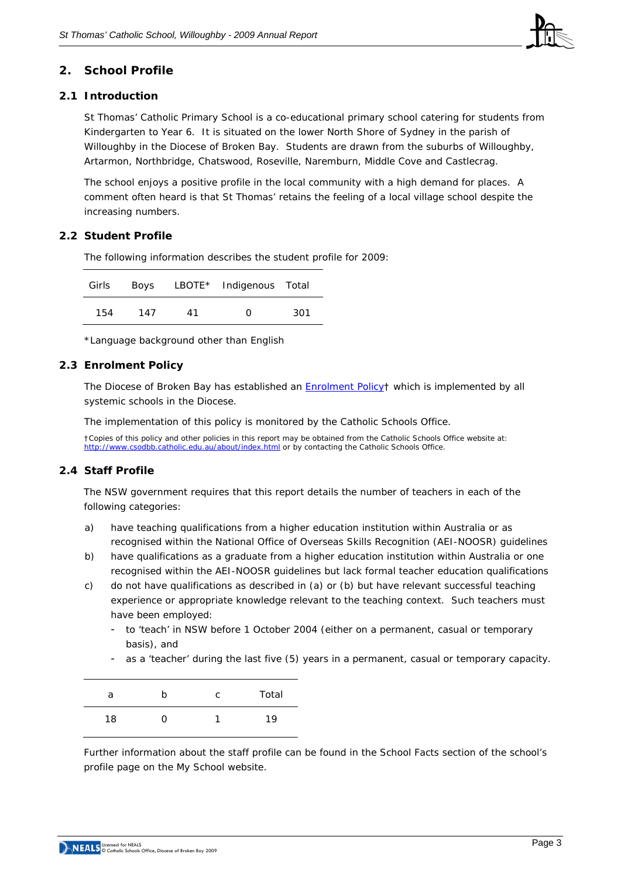## 2. School Profile

### 2.1 Introduction

St Thomas' Catholic Primary School is a co-educational primary school catering for students from Kindergarten to Year 6. It is situated on the lower North Shore of Sydney in the parish of Willoughby in the Diocese of Broken Bay. Students are drawn from the suburbs of Willoughby, Artarmon, Northbridge, Chatswood, Roseville, Naremburn, Middle Cove and Castlecrag.

The school enjoys a positive profile in the local community with a high demand for places. A comment often heard is that St Thomas' retains the feeling of a local village school despite the increasing numbers.

### 2.2 Student Profile

The following information describes the student profile for 2009:

| Girls | Boys | LBOTE* | Indigenous | Total |
|---|---|---|---|---|
| 154 | 147 | 41 | 0 | 301 |

*Language background other than English

### 2.3 Enrolment Policy

The Diocese of Broken Bay has established an Enrolment Policy† which is implemented by all systemic schools in the Diocese.

The implementation of this policy is monitored by the Catholic Schools Office.

†Copies of this policy and other policies in this report may be obtained from the Catholic Schools Office website at: http://www.csodbb.catholic.edu.au/about/index.html or by contacting the Catholic Schools Office.

### 2.4 Staff Profile

The NSW government requires that this report details the number of teachers in each of the following categories:

a) have teaching qualifications from a higher education institution within Australia or as recognised within the National Office of Overseas Skills Recognition (AEI-NOOSR) guidelines

b) have qualifications as a graduate from a higher education institution within Australia or one recognised within the AEI-NOOSR guidelines but lack formal teacher education qualifications

c) do not have qualifications as described in (a) or (b) but have relevant successful teaching experience or appropriate knowledge relevant to the teaching context. Such teachers must have been employed:
   - to 'teach' in NSW before 1 October 2004 (either on a permanent, casual or temporary basis), and
   - as a 'teacher' during the last five (5) years in a permanent, casual or temporary capacity.

| a | b | c | Total |
|---|---|---|---|
| 18 | 0 | 1 | 19 |

Further information about the staff profile can be found in the School Facts section of the school's profile page on the My School website.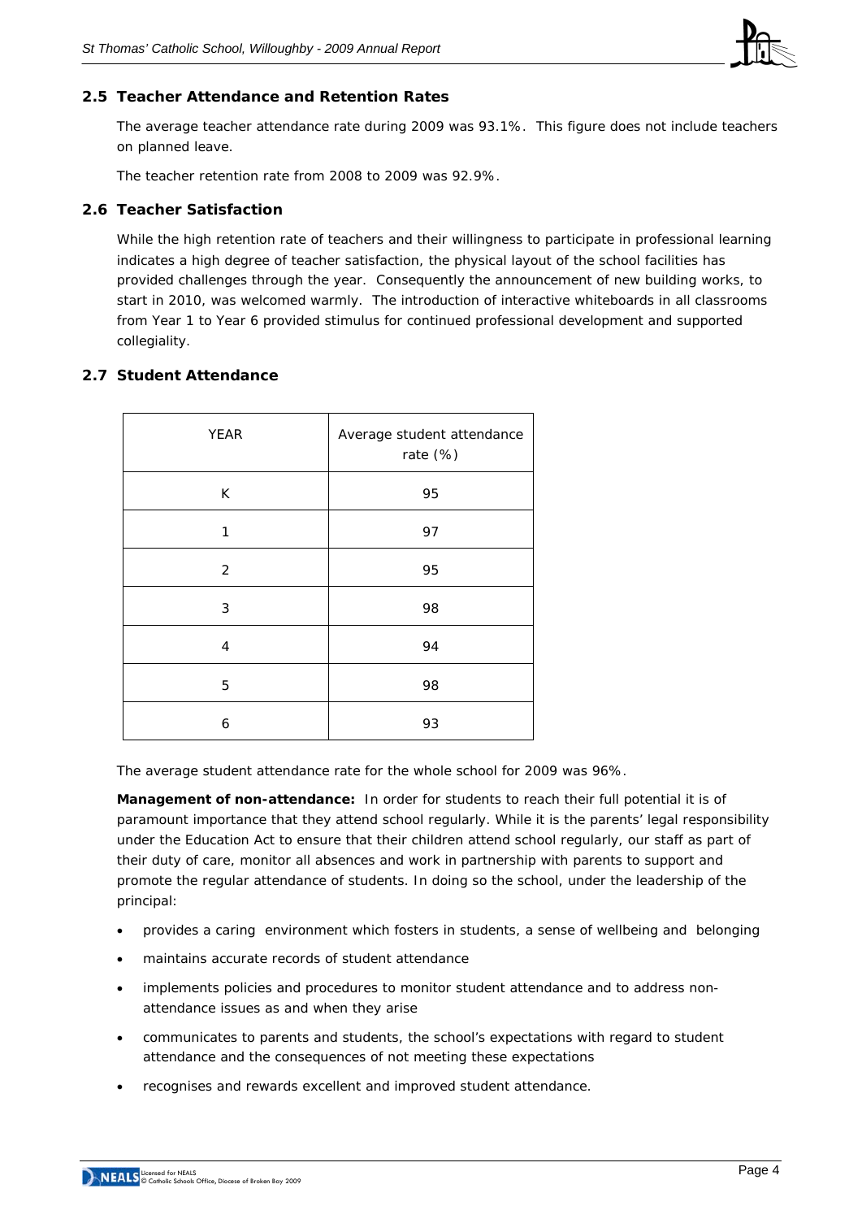## 2.5 Teacher Attendance and Retention Rates

The average teacher attendance rate during 2009 was 93.1%. This figure does not include teachers on planned leave.

The teacher retention rate from 2008 to 2009 was 92.9%.

## 2.6 Teacher Satisfaction

While the high retention rate of teachers and their willingness to participate in professional learning indicates a high degree of teacher satisfaction, the physical layout of the school facilities has provided challenges through the year. Consequently the announcement of new building works, to start in 2010, was welcomed warmly. The introduction of interactive whiteboards in all classrooms from Year 1 to Year 6 provided stimulus for continued professional development and supported collegiality.

## 2.7 Student Attendance

| YEAR | Average student attendance rate (%) |
|---|---|
| K | 95 |
| 1 | 97 |
| 2 | 95 |
| 3 | 98 |
| 4 | 94 |
| 5 | 98 |
| 6 | 93 |

The average student attendance rate for the whole school for 2009 was 96%.

**Management of non-attendance:** In order for students to reach their full potential it is of paramount importance that they attend school regularly. While it is the parents' legal responsibility under the Education Act to ensure that their children attend school regularly, our staff as part of their duty of care, monitor all absences and work in partnership with parents to support and promote the regular attendance of students. In doing so the school, under the leadership of the principal:

- provides a caring environment which fosters in students, a sense of wellbeing and belonging
- maintains accurate records of student attendance
- implements policies and procedures to monitor student attendance and to address non-attendance issues as and when they arise
- communicates to parents and students, the school's expectations with regard to student attendance and the consequences of not meeting these expectations
- recognises and rewards excellent and improved student attendance.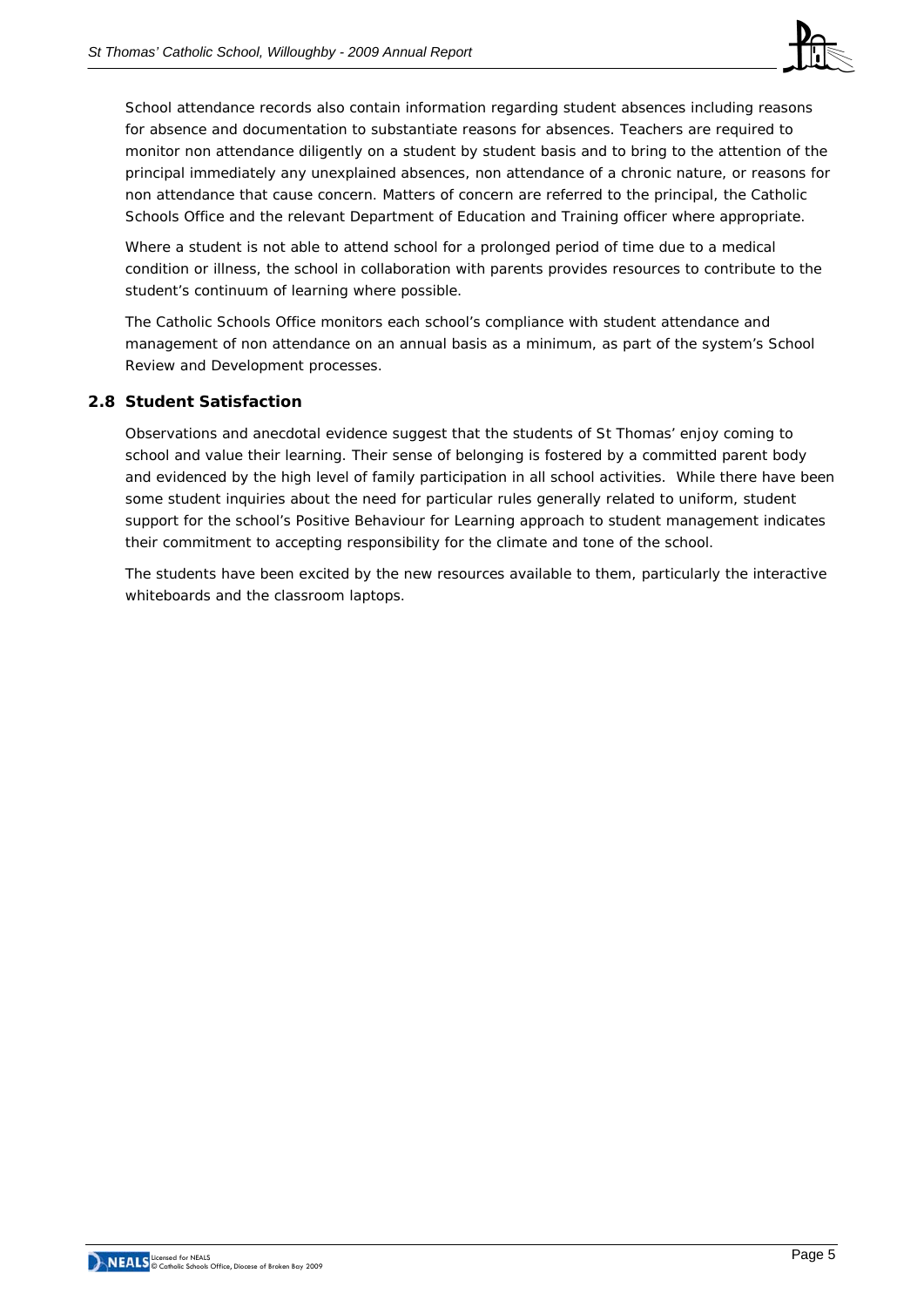School attendance records also contain information regarding student absences including reasons for absence and documentation to substantiate reasons for absences. Teachers are required to monitor non attendance diligently on a student by student basis and to bring to the attention of the principal immediately any unexplained absences, non attendance of a chronic nature, or reasons for non attendance that cause concern. Matters of concern are referred to the principal, the Catholic Schools Office and the relevant Department of Education and Training officer where appropriate.

Where a student is not able to attend school for a prolonged period of time due to a medical condition or illness, the school in collaboration with parents provides resources to contribute to the student's continuum of learning where possible.

The Catholic Schools Office monitors each school's compliance with student attendance and management of non attendance on an annual basis as a minimum, as part of the system's School Review and Development processes.

## 2.8 Student Satisfaction

Observations and anecdotal evidence suggest that the students of St Thomas' enjoy coming to school and value their learning. Their sense of belonging is fostered by a committed parent body and evidenced by the high level of family participation in all school activities. While there have been some student inquiries about the need for particular rules generally related to uniform, student support for the school's Positive Behaviour for Learning approach to student management indicates their commitment to accepting responsibility for the climate and tone of the school.

The students have been excited by the new resources available to them, particularly the interactive whiteboards and the classroom laptops.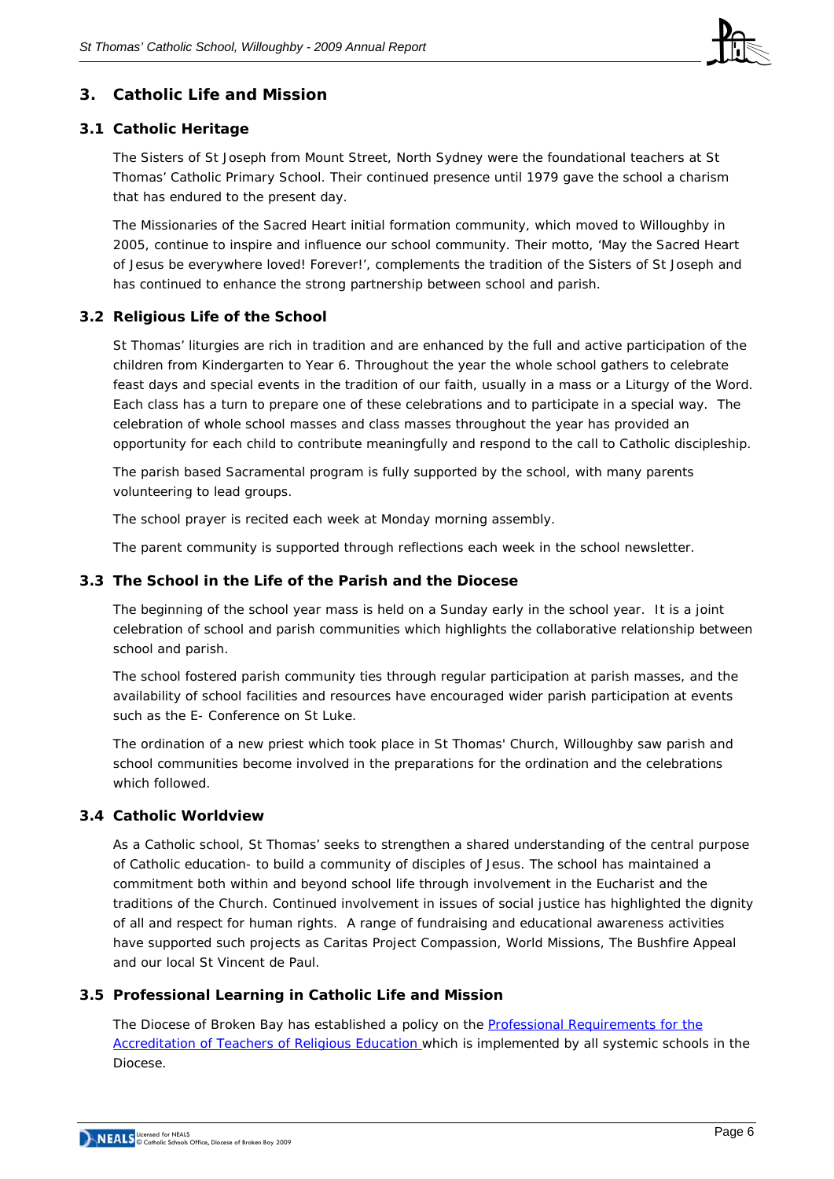## 3. Catholic Life and Mission

### 3.1 Catholic Heritage

The Sisters of St Joseph from Mount Street, North Sydney were the foundational teachers at St Thomas' Catholic Primary School. Their continued presence until 1979 gave the school a charism that has endured to the present day.

The Missionaries of the Sacred Heart initial formation community, which moved to Willoughby in 2005, continue to inspire and influence our school community. Their motto, 'May the Sacred Heart of Jesus be everywhere loved! Forever!', complements the tradition of the Sisters of St Joseph and has continued to enhance the strong partnership between school and parish.

### 3.2 Religious Life of the School

St Thomas' liturgies are rich in tradition and are enhanced by the full and active participation of the children from Kindergarten to Year 6. Throughout the year the whole school gathers to celebrate feast days and special events in the tradition of our faith, usually in a mass or a Liturgy of the Word. Each class has a turn to prepare one of these celebrations and to participate in a special way. The celebration of whole school masses and class masses throughout the year has provided an opportunity for each child to contribute meaningfully and respond to the call to Catholic discipleship.

The parish based Sacramental program is fully supported by the school, with many parents volunteering to lead groups.

The school prayer is recited each week at Monday morning assembly.

The parent community is supported through reflections each week in the school newsletter.

### 3.3 The School in the Life of the Parish and the Diocese

The beginning of the school year mass is held on a Sunday early in the school year. It is a joint celebration of school and parish communities which highlights the collaborative relationship between school and parish.

The school fostered parish community ties through regular participation at parish masses, and the availability of school facilities and resources have encouraged wider parish participation at events such as the E- Conference on St Luke.

The ordination of a new priest which took place in St Thomas' Church, Willoughby saw parish and school communities become involved in the preparations for the ordination and the celebrations which followed.

### 3.4 Catholic Worldview

As a Catholic school, St Thomas' seeks to strengthen a shared understanding of the central purpose of Catholic education- to build a community of disciples of Jesus. The school has maintained a commitment both within and beyond school life through involvement in the Eucharist and the traditions of the Church. Continued involvement in issues of social justice has highlighted the dignity of all and respect for human rights. A range of fundraising and educational awareness activities have supported such projects as Caritas Project Compassion, World Missions, The Bushfire Appeal and our local St Vincent de Paul.

### 3.5 Professional Learning in Catholic Life and Mission

The Diocese of Broken Bay has established a policy on the Professional Requirements for the Accreditation of Teachers of Religious Education which is implemented by all systemic schools in the Diocese.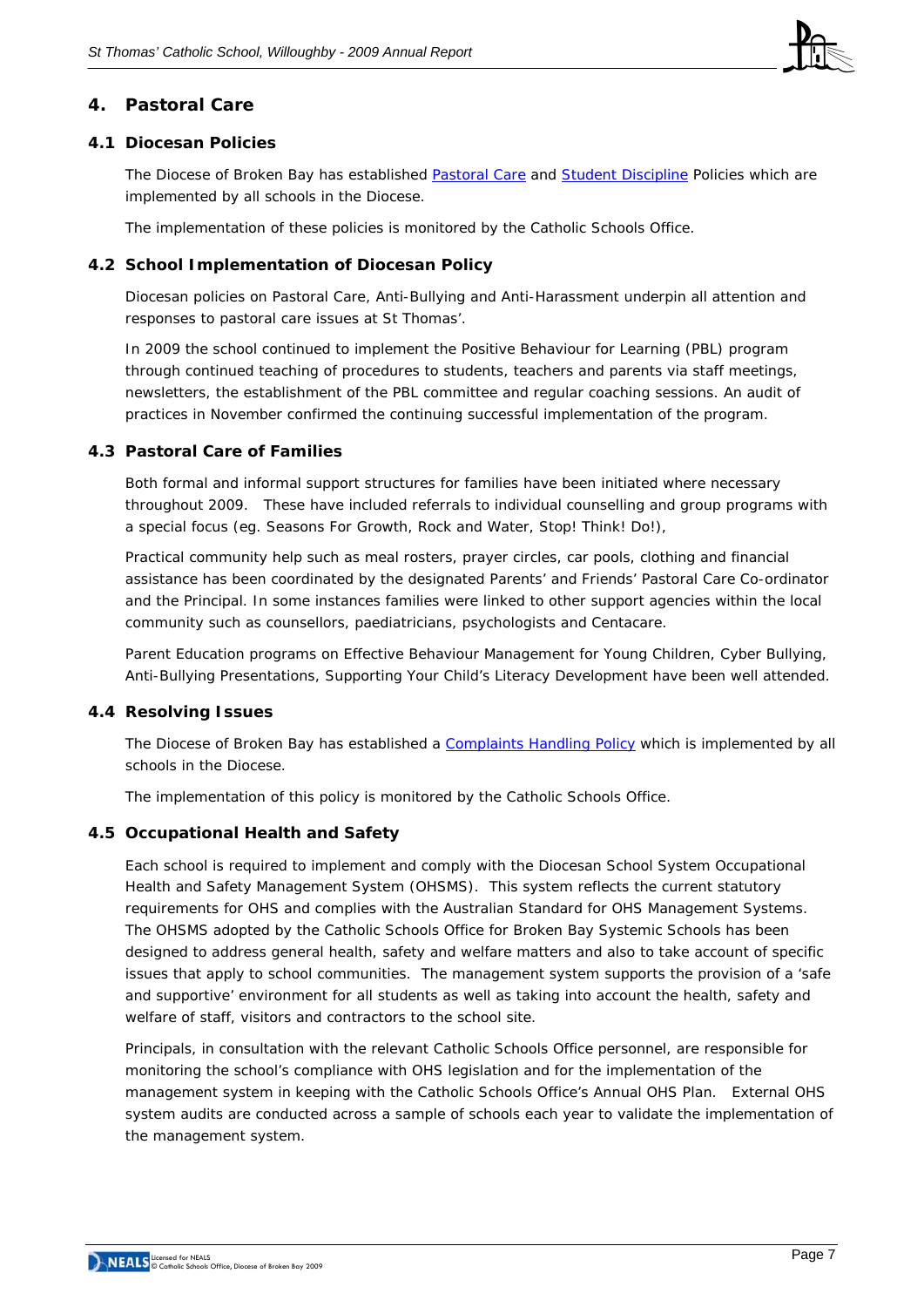## 4. Pastoral Care

### 4.1 Diocesan Policies

The Diocese of Broken Bay has established Pastoral Care and Student Discipline Policies which are implemented by all schools in the Diocese.

The implementation of these policies is monitored by the Catholic Schools Office.

### 4.2 School Implementation of Diocesan Policy

Diocesan policies on Pastoral Care, Anti-Bullying and Anti-Harassment underpin all attention and responses to pastoral care issues at St Thomas'.

In 2009 the school continued to implement the Positive Behaviour for Learning (PBL) program through continued teaching of procedures to students, teachers and parents via staff meetings, newsletters, the establishment of the PBL committee and regular coaching sessions. An audit of practices in November confirmed the continuing successful implementation of the program.

### 4.3 Pastoral Care of Families

Both formal and informal support structures for families have been initiated where necessary throughout 2009. These have included referrals to individual counselling and group programs with a special focus (eg. Seasons For Growth, Rock and Water, Stop! Think! Do!),

Practical community help such as meal rosters, prayer circles, car pools, clothing and financial assistance has been coordinated by the designated Parents' and Friends' Pastoral Care Co-ordinator and the Principal. In some instances families were linked to other support agencies within the local community such as counsellors, paediatricians, psychologists and Centacare.

Parent Education programs on Effective Behaviour Management for Young Children, Cyber Bullying, Anti-Bullying Presentations, Supporting Your Child's Literacy Development have been well attended.

### 4.4 Resolving Issues

The Diocese of Broken Bay has established a Complaints Handling Policy which is implemented by all schools in the Diocese.

The implementation of this policy is monitored by the Catholic Schools Office.

### 4.5 Occupational Health and Safety

Each school is required to implement and comply with the Diocesan School System Occupational Health and Safety Management System (OHSMS). This system reflects the current statutory requirements for OHS and complies with the Australian Standard for OHS Management Systems. The OHSMS adopted by the Catholic Schools Office for Broken Bay Systemic Schools has been designed to address general health, safety and welfare matters and also to take account of specific issues that apply to school communities. The management system supports the provision of a 'safe and supportive' environment for all students as well as taking into account the health, safety and welfare of staff, visitors and contractors to the school site.

Principals, in consultation with the relevant Catholic Schools Office personnel, are responsible for monitoring the school's compliance with OHS legislation and for the implementation of the management system in keeping with the Catholic Schools Office's Annual OHS Plan. External OHS system audits are conducted across a sample of schools each year to validate the implementation of the management system.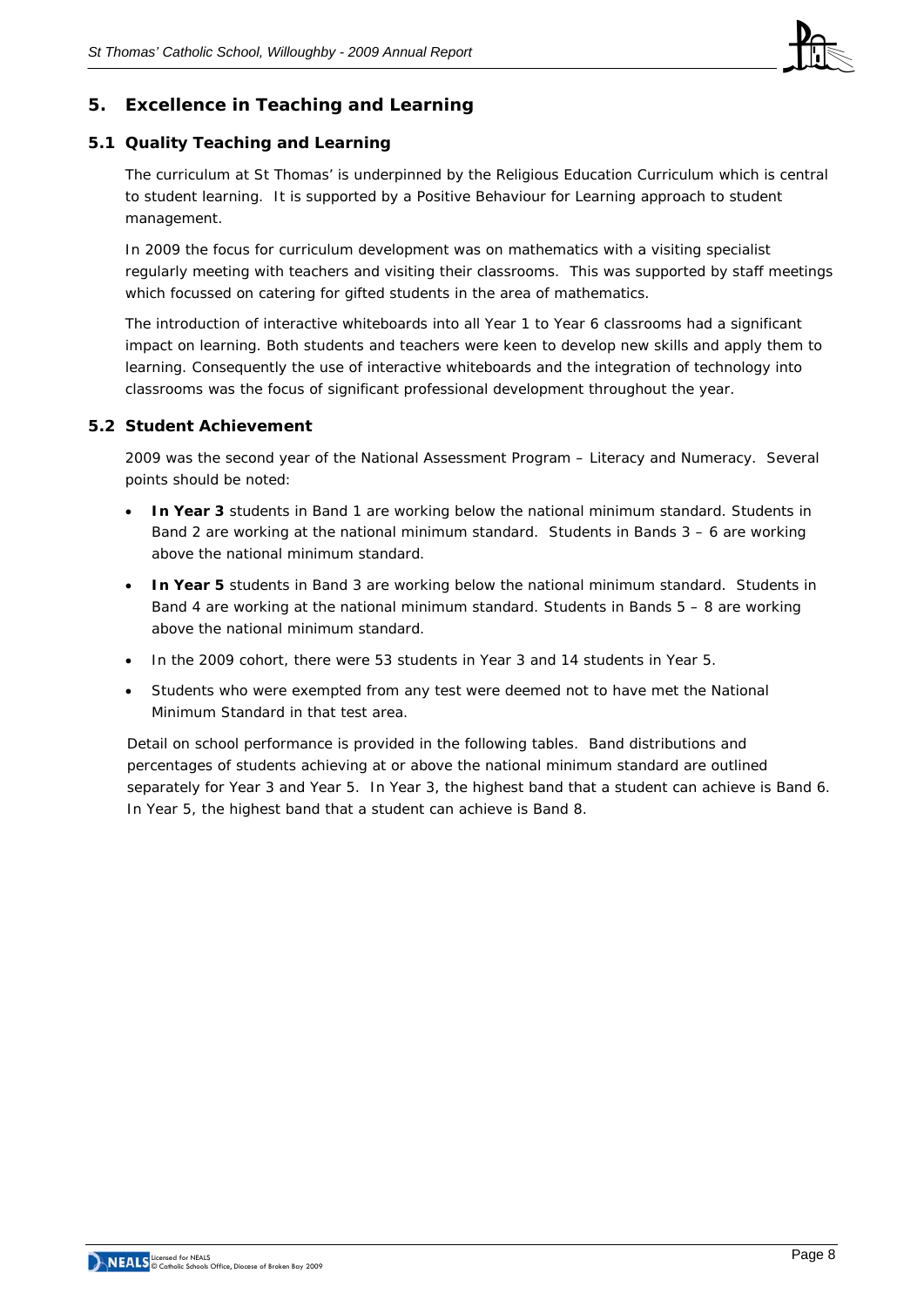## 5. Excellence in Teaching and Learning

### 5.1 Quality Teaching and Learning

The curriculum at St Thomas' is underpinned by the Religious Education Curriculum which is central to student learning. It is supported by a Positive Behaviour for Learning approach to student management.

In 2009 the focus for curriculum development was on mathematics with a visiting specialist regularly meeting with teachers and visiting their classrooms. This was supported by staff meetings which focussed on catering for gifted students in the area of mathematics.

The introduction of interactive whiteboards into all Year 1 to Year 6 classrooms had a significant impact on learning. Both students and teachers were keen to develop new skills and apply them to learning. Consequently the use of interactive whiteboards and the integration of technology into classrooms was the focus of significant professional development throughout the year.

### 5.2 Student Achievement

2009 was the second year of the National Assessment Program – Literacy and Numeracy. Several points should be noted:

- **In Year 3** students in Band 1 are working below the national minimum standard. Students in Band 2 are working at the national minimum standard. Students in Bands 3 – 6 are working above the national minimum standard.
- **In Year 5** students in Band 3 are working below the national minimum standard. Students in Band 4 are working at the national minimum standard. Students in Bands 5 – 8 are working above the national minimum standard.
- In the 2009 cohort, there were 53 students in Year 3 and 14 students in Year 5.
- Students who were exempted from any test were deemed not to have met the National Minimum Standard in that test area.

Detail on school performance is provided in the following tables. Band distributions and percentages of students achieving at or above the national minimum standard are outlined separately for Year 3 and Year 5. In Year 3, the highest band that a student can achieve is Band 6. In Year 5, the highest band that a student can achieve is Band 8.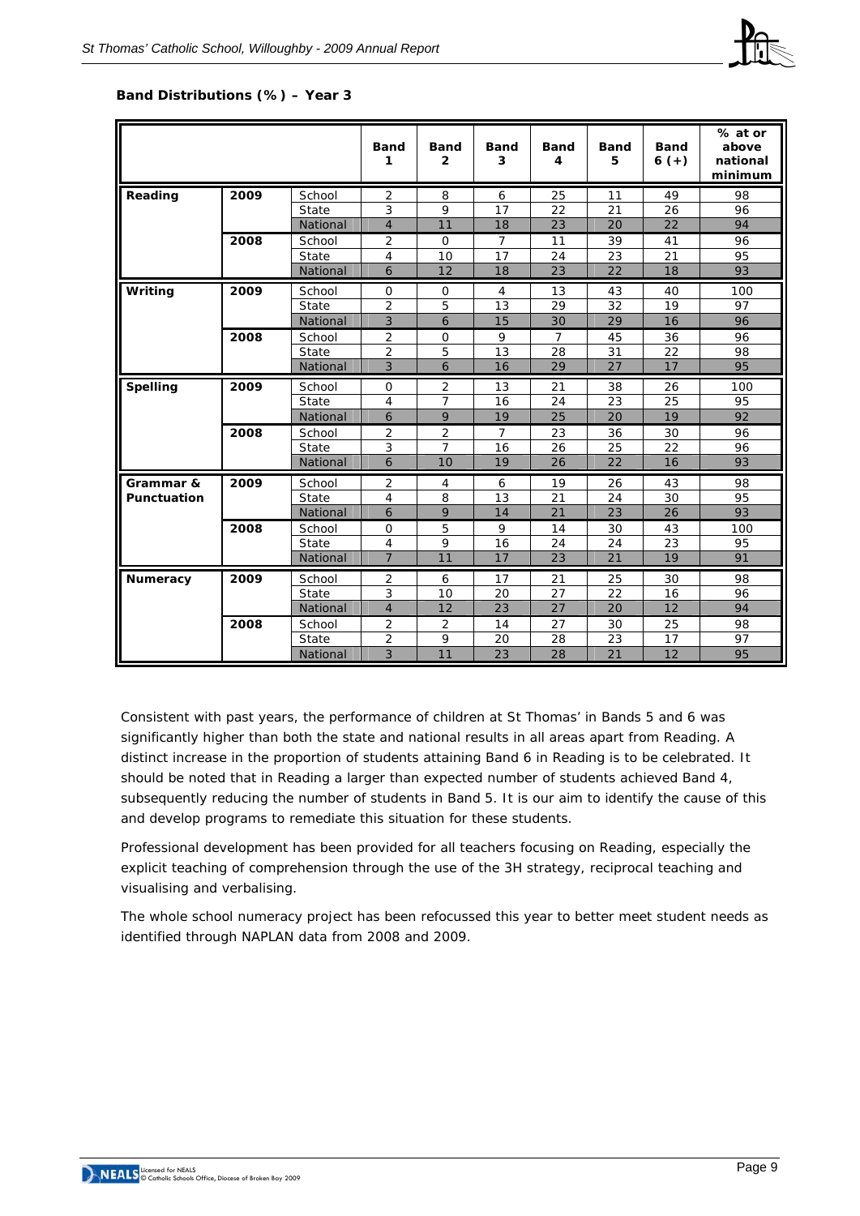**Band Distributions (%) – Year 3**

| | | | Band 1 | Band 2 | Band 3 | Band 4 | Band 5 | Band 6 (+) | % at or above national minimum |
|---|---|---|---|---|---|---|---|---|---|
| **Reading** | **2009** | School | 2 | 8 | 6 | 25 | 11 | 49 | 98 |
| | | State | 3 | 9 | 17 | 22 | 21 | 26 | 96 |
| | | National | 4 | 11 | 18 | 23 | 20 | 22 | 94 |
| | **2008** | School | 2 | 0 | 7 | 11 | 39 | 41 | 96 |
| | | State | 4 | 10 | 17 | 24 | 23 | 21 | 95 |
| | | National | 6 | 12 | 18 | 23 | 22 | 18 | 93 |
| **Writing** | **2009** | School | 0 | 0 | 4 | 13 | 43 | 40 | 100 |
| | | State | 2 | 5 | 13 | 29 | 32 | 19 | 97 |
| | | National | 3 | 6 | 15 | 30 | 29 | 16 | 96 |
| | **2008** | School | 2 | 0 | 9 | 7 | 45 | 36 | 96 |
| | | State | 2 | 5 | 13 | 28 | 31 | 22 | 98 |
| | | National | 3 | 6 | 16 | 29 | 27 | 17 | 95 |
| **Spelling** | **2009** | School | 0 | 2 | 13 | 21 | 38 | 26 | 100 |
| | | State | 4 | 7 | 16 | 24 | 23 | 25 | 95 |
| | | National | 6 | 9 | 19 | 25 | 20 | 19 | 92 |
| | **2008** | School | 2 | 2 | 7 | 23 | 36 | 30 | 96 |
| | | State | 3 | 7 | 16 | 26 | 25 | 22 | 96 |
| | | National | 6 | 10 | 19 | 26 | 22 | 16 | 93 |
| **Grammar & Punctuation** | **2009** | School | 2 | 4 | 6 | 19 | 26 | 43 | 98 |
| | | State | 4 | 8 | 13 | 21 | 24 | 30 | 95 |
| | | National | 6 | 9 | 14 | 21 | 23 | 26 | 93 |
| | **2008** | School | 0 | 5 | 9 | 14 | 30 | 43 | 100 |
| | | State | 4 | 9 | 16 | 24 | 24 | 23 | 95 |
| | | National | 7 | 11 | 17 | 23 | 21 | 19 | 91 |
| **Numeracy** | **2009** | School | 2 | 6 | 17 | 21 | 25 | 30 | 98 |
| | | State | 3 | 10 | 20 | 27 | 22 | 16 | 96 |
| | | National | 4 | 12 | 23 | 27 | 20 | 12 | 94 |
| | **2008** | School | 2 | 2 | 14 | 27 | 30 | 25 | 98 |
| | | State | 2 | 9 | 20 | 28 | 23 | 17 | 97 |
| | | National | 3 | 11 | 23 | 28 | 21 | 12 | 95 |

Consistent with past years, the performance of children at St Thomas' in Bands 5 and 6 was significantly higher than both the state and national results in all areas apart from Reading. A distinct increase in the proportion of students attaining Band 6 in Reading is to be celebrated. It should be noted that in Reading a larger than expected number of students achieved Band 4, subsequently reducing the number of students in Band 5. It is our aim to identify the cause of this and develop programs to remediate this situation for these students.

Professional development has been provided for all teachers focusing on Reading, especially the explicit teaching of comprehension through the use of the 3H strategy, reciprocal teaching and visualising and verbalising.

The whole school numeracy project has been refocussed this year to better meet student needs as identified through NAPLAN data from 2008 and 2009.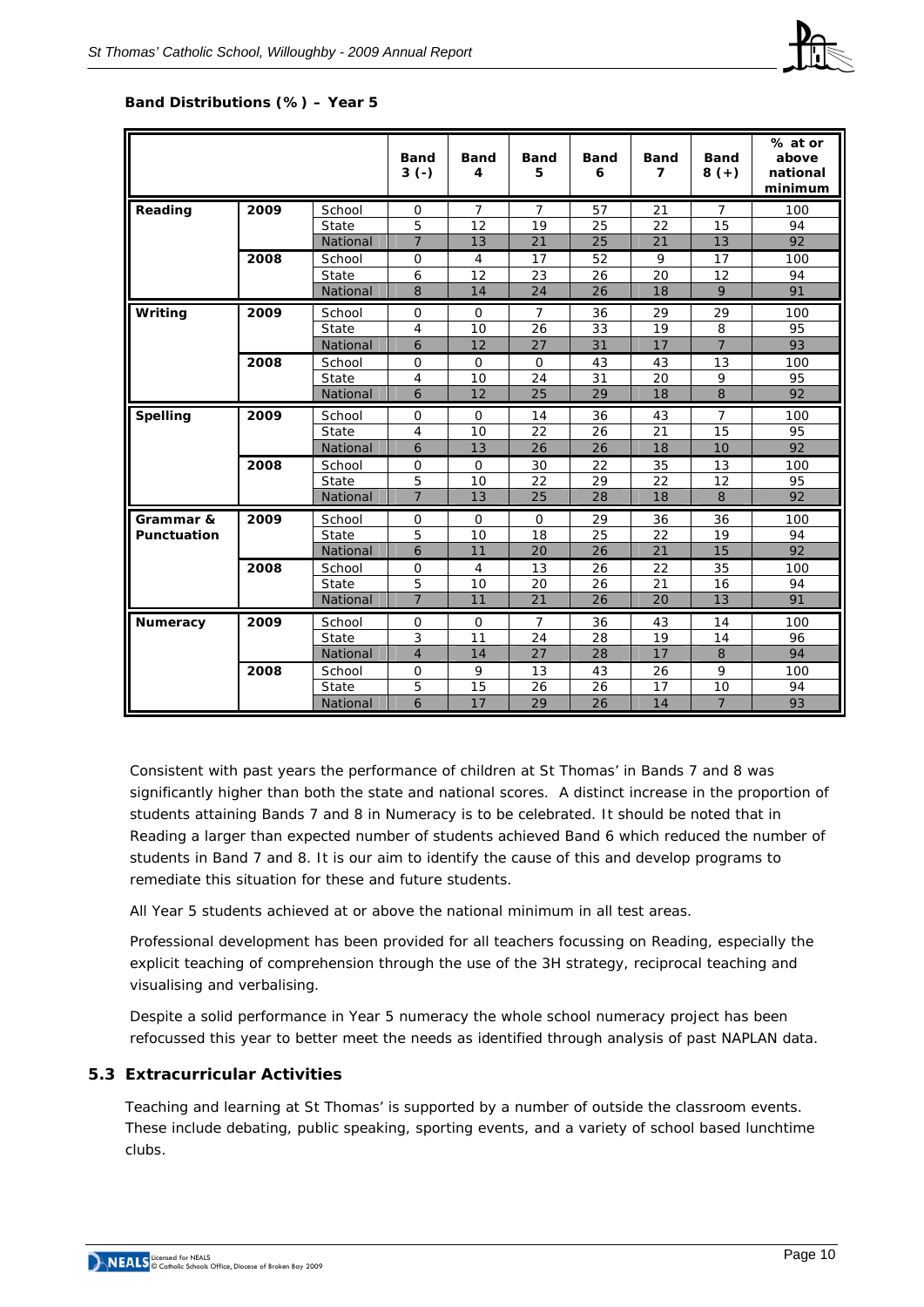**Band Distributions (%) – Year 5**

| | | | Band 3 (-) | Band 4 | Band 5 | Band 6 | Band 7 | Band 8 (+) | % at or above national minimum |
|---|---|---|---|---|---|---|---|---|---|
| Reading | 2009 | School | 0 | 7 | 7 | 57 | 21 | 7 | 100 |
| | | State | 5 | 12 | 19 | 25 | 22 | 15 | 94 |
| | | National | 7 | 13 | 21 | 25 | 21 | 13 | 92 |
| | 2008 | School | 0 | 4 | 17 | 52 | 9 | 17 | 100 |
| | | State | 6 | 12 | 23 | 26 | 20 | 12 | 94 |
| | | National | 8 | 14 | 24 | 26 | 18 | 9 | 91 |
| Writing | 2009 | School | 0 | 0 | 7 | 36 | 29 | 29 | 100 |
| | | State | 4 | 10 | 26 | 33 | 19 | 8 | 95 |
| | | National | 6 | 12 | 27 | 31 | 17 | 7 | 93 |
| | 2008 | School | 0 | 0 | 0 | 43 | 43 | 13 | 100 |
| | | State | 4 | 10 | 24 | 31 | 20 | 9 | 95 |
| | | National | 6 | 12 | 25 | 29 | 18 | 8 | 92 |
| Spelling | 2009 | School | 0 | 0 | 14 | 36 | 43 | 7 | 100 |
| | | State | 4 | 10 | 22 | 26 | 21 | 15 | 95 |
| | | National | 6 | 13 | 26 | 26 | 18 | 10 | 92 |
| | 2008 | School | 0 | 0 | 30 | 22 | 35 | 13 | 100 |
| | | State | 5 | 10 | 22 | 29 | 22 | 12 | 95 |
| | | National | 7 | 13 | 25 | 28 | 18 | 8 | 92 |
| Grammar & Punctuation | 2009 | School | 0 | 0 | 0 | 29 | 36 | 36 | 100 |
| | | State | 5 | 10 | 18 | 25 | 22 | 19 | 94 |
| | | National | 6 | 11 | 20 | 26 | 21 | 15 | 92 |
| | 2008 | School | 0 | 4 | 13 | 26 | 22 | 35 | 100 |
| | | State | 5 | 10 | 20 | 26 | 21 | 16 | 94 |
| | | National | 7 | 11 | 21 | 26 | 20 | 13 | 91 |
| Numeracy | 2009 | School | 0 | 0 | 7 | 36 | 43 | 14 | 100 |
| | | State | 3 | 11 | 24 | 28 | 19 | 14 | 96 |
| | | National | 4 | 14 | 27 | 28 | 17 | 8 | 94 |
| | 2008 | School | 0 | 9 | 13 | 43 | 26 | 9 | 100 |
| | | State | 5 | 15 | 26 | 26 | 17 | 10 | 94 |
| | | National | 6 | 17 | 29 | 26 | 14 | 7 | 93 |

Consistent with past years the performance of children at St Thomas' in Bands 7 and 8 was significantly higher than both the state and national scores. A distinct increase in the proportion of students attaining Bands 7 and 8 in Numeracy is to be celebrated. It should be noted that in Reading a larger than expected number of students achieved Band 6 which reduced the number of students in Band 7 and 8. It is our aim to identify the cause of this and develop programs to remediate this situation for these and future students.

All Year 5 students achieved at or above the national minimum in all test areas.

Professional development has been provided for all teachers focussing on Reading, especially the explicit teaching of comprehension through the use of the 3H strategy, reciprocal teaching and visualising and verbalising.

Despite a solid performance in Year 5 numeracy the whole school numeracy project has been refocussed this year to better meet the needs as identified through analysis of past NAPLAN data.

## 5.3 Extracurricular Activities

Teaching and learning at St Thomas' is supported by a number of outside the classroom events. These include debating, public speaking, sporting events, and a variety of school based lunchtime clubs.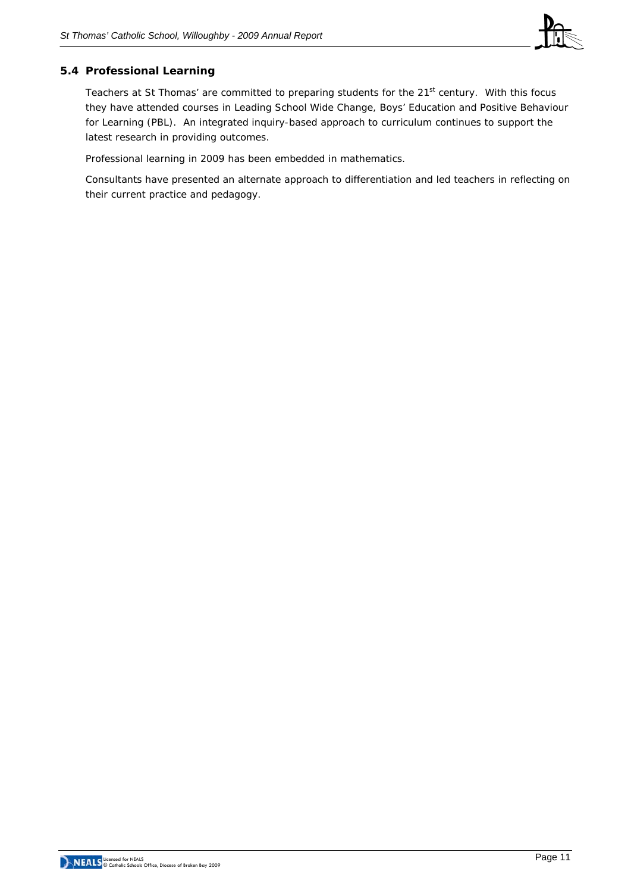### 5.4 Professional Learning

Teachers at St Thomas' are committed to preparing students for the 21st century. With this focus they have attended courses in Leading School Wide Change, Boys' Education and Positive Behaviour for Learning (PBL). An integrated inquiry-based approach to curriculum continues to support the latest research in providing outcomes.

Professional learning in 2009 has been embedded in mathematics.

Consultants have presented an alternate approach to differentiation and led teachers in reflecting on their current practice and pedagogy.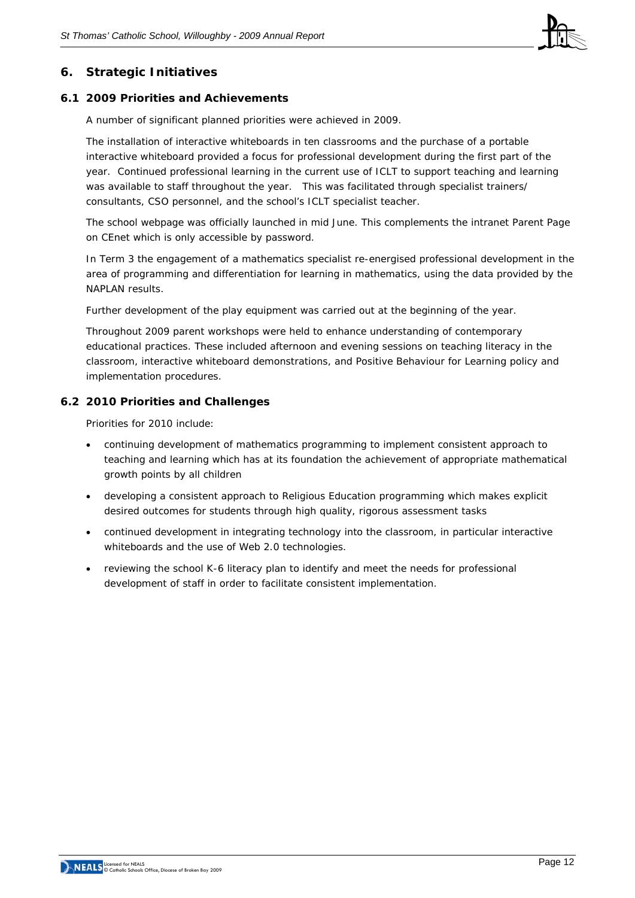## 6. Strategic Initiatives

### 6.1 2009 Priorities and Achievements

A number of significant planned priorities were achieved in 2009.

The installation of interactive whiteboards in ten classrooms and the purchase of a portable interactive whiteboard provided a focus for professional development during the first part of the year. Continued professional learning in the current use of ICLT to support teaching and learning was available to staff throughout the year. This was facilitated through specialist trainers/ consultants, CSO personnel, and the school's ICLT specialist teacher.

The school webpage was officially launched in mid June. This complements the intranet Parent Page on CEnet which is only accessible by password.

In Term 3 the engagement of a mathematics specialist re-energised professional development in the area of programming and differentiation for learning in mathematics, using the data provided by the NAPLAN results.

Further development of the play equipment was carried out at the beginning of the year.

Throughout 2009 parent workshops were held to enhance understanding of contemporary educational practices. These included afternoon and evening sessions on teaching literacy in the classroom, interactive whiteboard demonstrations, and Positive Behaviour for Learning policy and implementation procedures.

### 6.2 2010 Priorities and Challenges

Priorities for 2010 include:

- continuing development of mathematics programming to implement consistent approach to teaching and learning which has at its foundation the achievement of appropriate mathematical growth points by all children
- developing a consistent approach to Religious Education programming which makes explicit desired outcomes for students through high quality, rigorous assessment tasks
- continued development in integrating technology into the classroom, in particular interactive whiteboards and the use of Web 2.0 technologies.
- reviewing the school K-6 literacy plan to identify and meet the needs for professional development of staff in order to facilitate consistent implementation.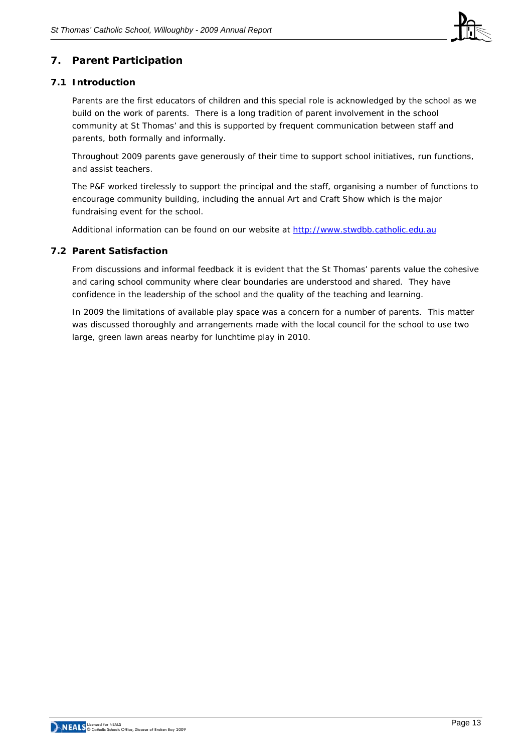## 7. Parent Participation

### 7.1 Introduction

Parents are the first educators of children and this special role is acknowledged by the school as we build on the work of parents. There is a long tradition of parent involvement in the school community at St Thomas' and this is supported by frequent communication between staff and parents, both formally and informally.

Throughout 2009 parents gave generously of their time to support school initiatives, run functions, and assist teachers.

The P&F worked tirelessly to support the principal and the staff, organising a number of functions to encourage community building, including the annual Art and Craft Show which is the major fundraising event for the school.

Additional information can be found on our website at http://www.stwdbb.catholic.edu.au

### 7.2 Parent Satisfaction

From discussions and informal feedback it is evident that the St Thomas' parents value the cohesive and caring school community where clear boundaries are understood and shared. They have confidence in the leadership of the school and the quality of the teaching and learning.

In 2009 the limitations of available play space was a concern for a number of parents. This matter was discussed thoroughly and arrangements made with the local council for the school to use two large, green lawn areas nearby for lunchtime play in 2010.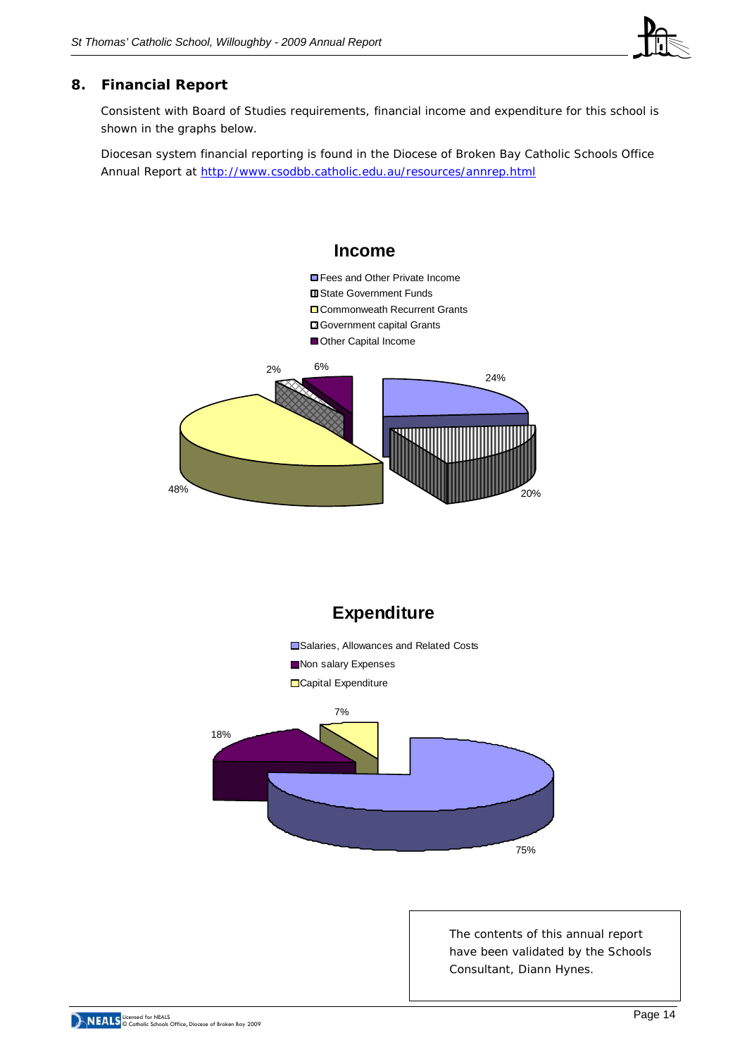## 8. Financial Report

Consistent with Board of Studies requirements, financial income and expenditure for this school is shown in the graphs below.

Diocesan system financial reporting is found in the Diocese of Broken Bay Catholic Schools Office Annual Report at http://www.csodbb.catholic.edu.au/resources/annrep.html

**Income**

Fees and Other Private Income
State Government Funds
Commonweath Recurrent Grants
Government capital Grants
Other Capital Income

2%
6%
24%
48%
20%

**Expenditure**

Salaries, Allowances and Related Costs
Non salary Expenses
Capital Expenditure

7%
18%
75%

The contents of this annual report have been validated by the Schools Consultant, Diann Hynes.